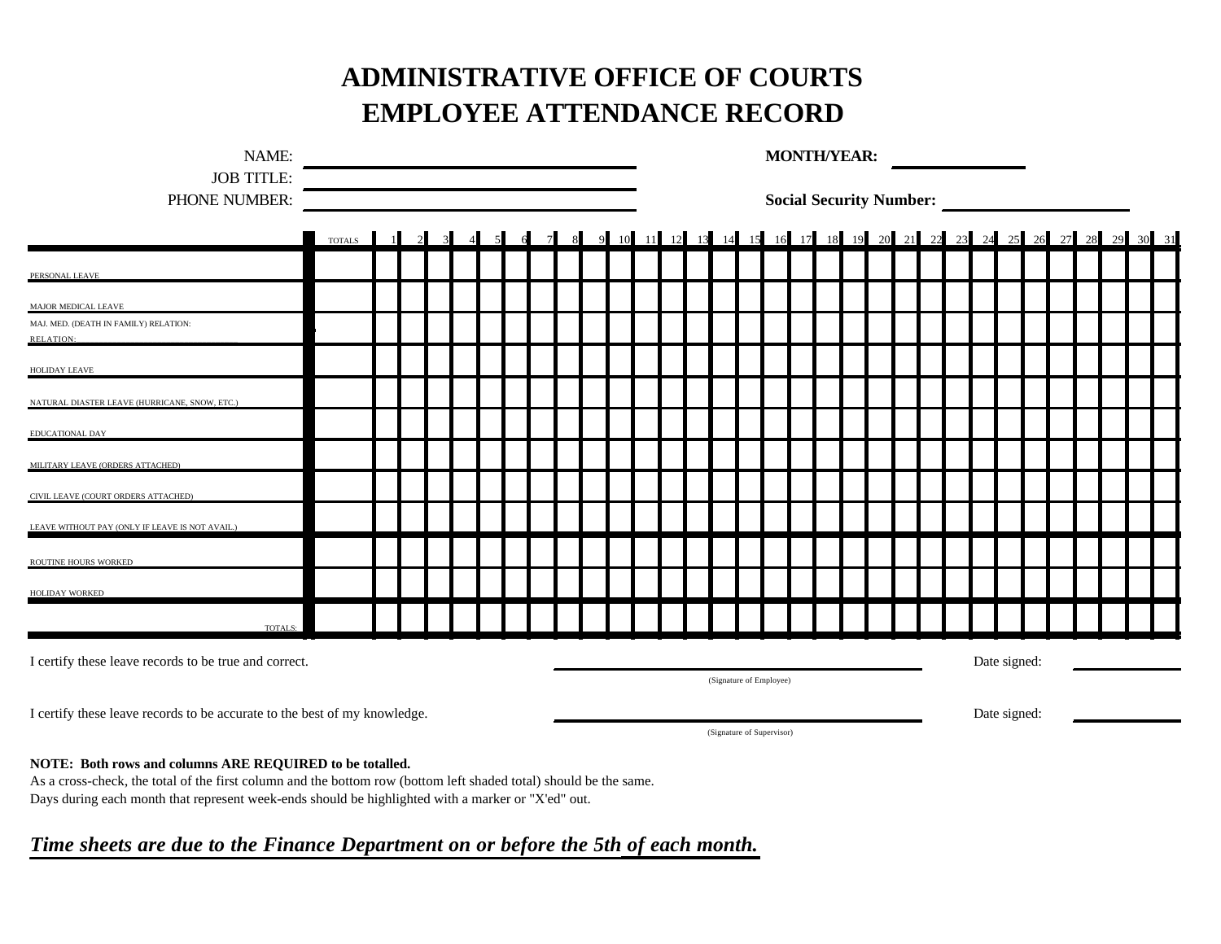# ADMINISTRATIVE OFFICE OF COURTS
# EMPLOYEE ATTENDANCE RECORD

NAME: ______________________________ **MONTH/YEAR:** ____________

JOB TITLE: ______________________________

PHONE NUMBER: ______________________________ **Social Security Number:** ________________

| | TOTALS | 1 | 2 | 3 | 4 | 5 | 6 | 7 | 8 | 9 | 10 | 11 | 12 | 13 | 14 | 15 | 16 | 17 | 18 | 19 | 20 | 21 | 22 | 23 | 24 | 25 | 26 | 27 | 28 | 29 | 30 | 31 |
|---|---|---|---|---|---|---|---|---|---|---|---|---|---|---|---|---|---|---|---|---|---|---|---|---|---|---|---|---|---|---|---|---|
| PERSONAL LEAVE | | | | | | | | | | | | | | | | | | | | | | | | | | | | | | | | |
| MAJOR MEDICAL LEAVE | | | | | | | | | | | | | | | | | | | | | | | | | | | | | | | | |
| MAJ. MED. (DEATH IN FAMILY) RELATION: RELATION: | | | | | | | | | | | | | | | | | | | | | | | | | | | | | | | | |
| HOLIDAY LEAVE | | | | | | | | | | | | | | | | | | | | | | | | | | | | | | | | |
| NATURAL DIASTER LEAVE (HURRICANE, SNOW, ETC.) | | | | | | | | | | | | | | | | | | | | | | | | | | | | | | | | |
| EDUCATIONAL DAY | | | | | | | | | | | | | | | | | | | | | | | | | | | | | | | | |
| MILITARY LEAVE (ORDERS ATTACHED) | | | | | | | | | | | | | | | | | | | | | | | | | | | | | | | | |
| CIVIL LEAVE (COURT ORDERS ATTACHED) | | | | | | | | | | | | | | | | | | | | | | | | | | | | | | | | |
| LEAVE WITHOUT PAY (ONLY IF LEAVE IS NOT AVAIL.) | | | | | | | | | | | | | | | | | | | | | | | | | | | | | | | | |
| ROUTINE HOURS WORKED | | | | | | | | | | | | | | | | | | | | | | | | | | | | | | | | |
| HOLIDAY WORKED | | | | | | | | | | | | | | | | | | | | | | | | | | | | | | | | |
| TOTALS: | | | | | | | | | | | | | | | | | | | | | | | | | | | | | | | | |

I certify these leave records to be true and correct. ______________________________ Date signed: ____________

(Signature of Employee)

I certify these leave records to be accurate to the best of my knowledge. ______________________________ Date signed: ____________

(Signature of Supervisor)

**NOTE: Both rows and columns ARE REQUIRED to be totalled.**
As a cross-check, the total of the first column and the bottom row (bottom left shaded total) should be the same.
Days during each month that represent week-ends should be highlighted with a marker or "X'ed" out.

***Time sheets are due to the Finance Department on or before the 5th of each month.***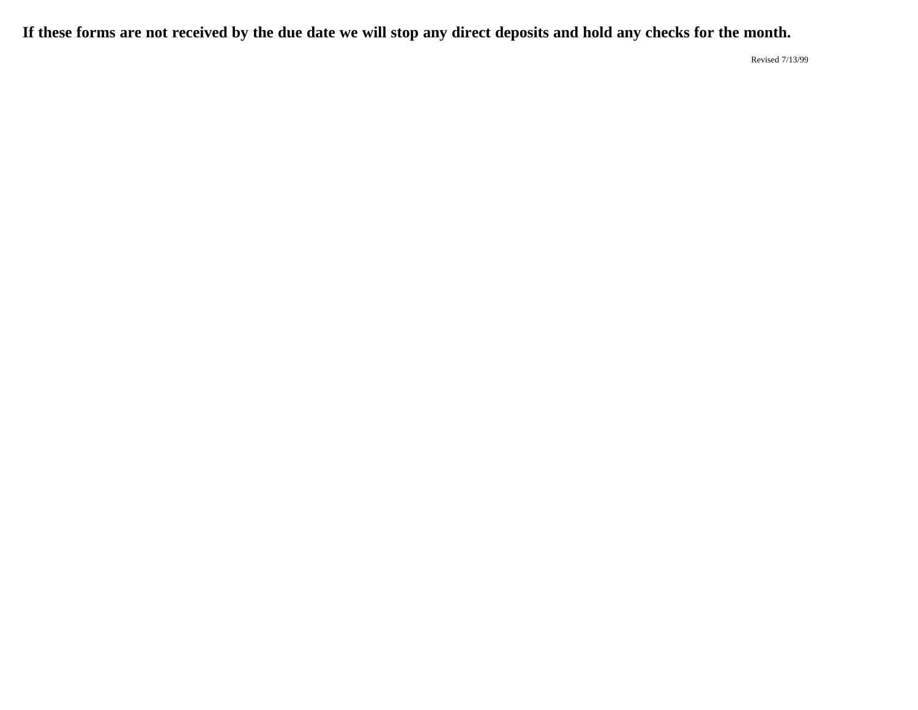**If these forms are not received by the due date we will stop any direct deposits and hold any checks for the month.**

Revised 7/13/99